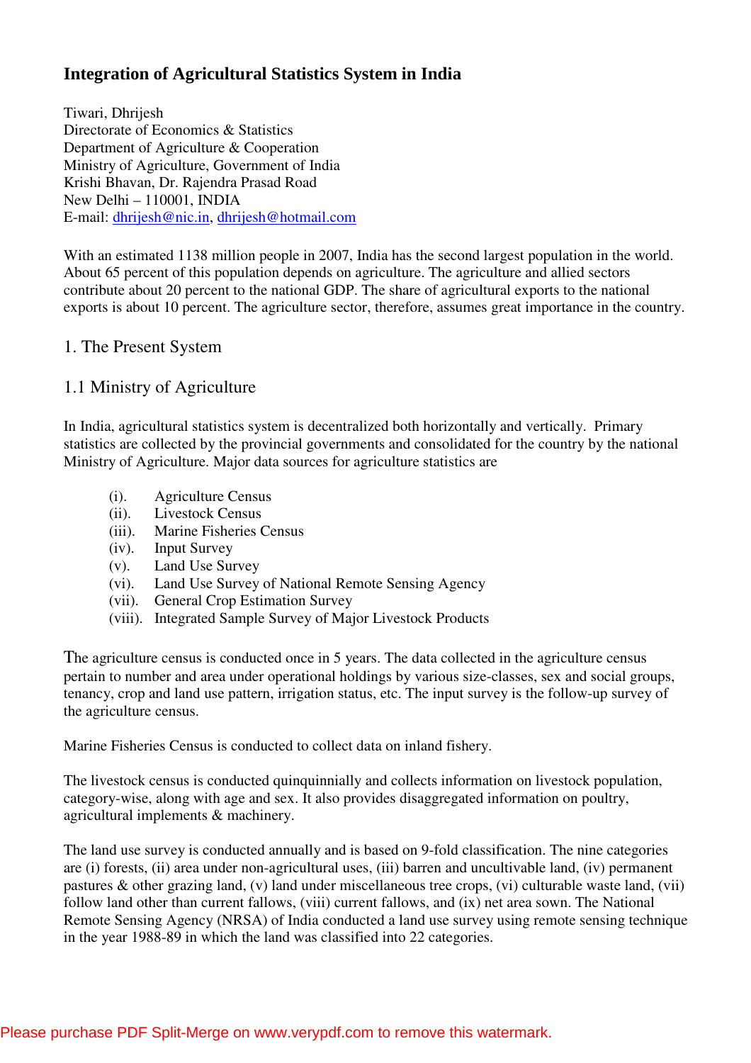# Integration of Agricultural Statistics System in India

Tiwari, Dhrijesh
Directorate of Economics & Statistics
Department of Agriculture & Cooperation
Ministry of Agriculture, Government of India
Krishi Bhavan, Dr. Rajendra Prasad Road
New Delhi – 110001, INDIA
E-mail: dhrijesh@nic.in, dhrijesh@hotmail.com

With an estimated 1138 million people in 2007, India has the second largest population in the world. About 65 percent of this population depends on agriculture. The agriculture and allied sectors contribute about 20 percent to the national GDP. The share of agricultural exports to the national exports is about 10 percent. The agriculture sector, therefore, assumes great importance in the country.

## 1. The Present System

### 1.1 Ministry of Agriculture

In India, agricultural statistics system is decentralized both horizontally and vertically. Primary statistics are collected by the provincial governments and consolidated for the country by the national Ministry of Agriculture. Major data sources for agriculture statistics are

- (i). Agriculture Census
- (ii). Livestock Census
- (iii). Marine Fisheries Census
- (iv). Input Survey
- (v). Land Use Survey
- (vi). Land Use Survey of National Remote Sensing Agency
- (vii). General Crop Estimation Survey
- (viii). Integrated Sample Survey of Major Livestock Products

The agriculture census is conducted once in 5 years. The data collected in the agriculture census pertain to number and area under operational holdings by various size-classes, sex and social groups, tenancy, crop and land use pattern, irrigation status, etc. The input survey is the follow-up survey of the agriculture census.

Marine Fisheries Census is conducted to collect data on inland fishery.

The livestock census is conducted quinquinnially and collects information on livestock population, category-wise, along with age and sex. It also provides disaggregated information on poultry, agricultural implements & machinery.

The land use survey is conducted annually and is based on 9-fold classification. The nine categories are (i) forests, (ii) area under non-agricultural uses, (iii) barren and uncultivable land, (iv) permanent pastures & other grazing land, (v) land under miscellaneous tree crops, (vi) culturable waste land, (vii) follow land other than current fallows, (viii) current fallows, and (ix) net area sown. The National Remote Sensing Agency (NRSA) of India conducted a land use survey using remote sensing technique in the year 1988-89 in which the land was classified into 22 categories.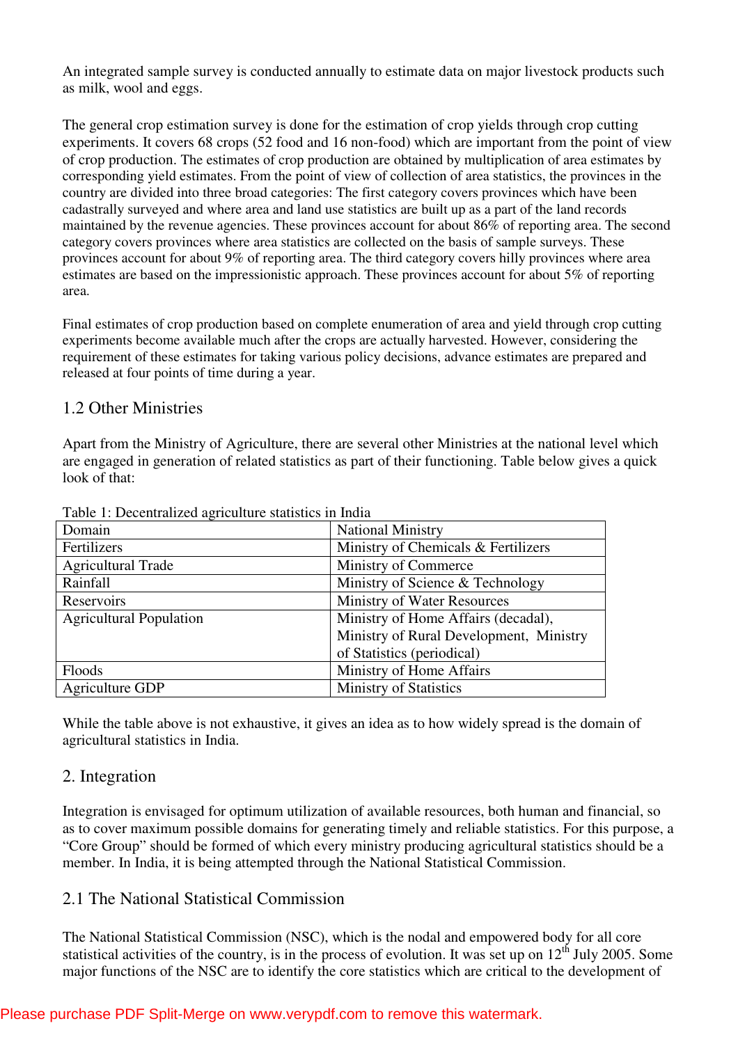An integrated sample survey is conducted annually to estimate data on major livestock products such as milk, wool and eggs.

The general crop estimation survey is done for the estimation of crop yields through crop cutting experiments. It covers 68 crops (52 food and 16 non-food) which are important from the point of view of crop production. The estimates of crop production are obtained by multiplication of area estimates by corresponding yield estimates. From the point of view of collection of area statistics, the provinces in the country are divided into three broad categories: The first category covers provinces which have been cadastrally surveyed and where area and land use statistics are built up as a part of the land records maintained by the revenue agencies. These provinces account for about 86% of reporting area. The second category covers provinces where area statistics are collected on the basis of sample surveys. These provinces account for about 9% of reporting area. The third category covers hilly provinces where area estimates are based on the impressionistic approach. These provinces account for about 5% of reporting area.

Final estimates of crop production based on complete enumeration of area and yield through crop cutting experiments become available much after the crops are actually harvested. However, considering the requirement of these estimates for taking various policy decisions, advance estimates are prepared and released at four points of time during a year.

## 1.2 Other Ministries

Apart from the Ministry of Agriculture, there are several other Ministries at the national level which are engaged in generation of related statistics as part of their functioning. Table below gives a quick look of that:

Table 1: Decentralized agriculture statistics in India

| Domain | National Ministry |
|---|---|
| Fertilizers | Ministry of Chemicals & Fertilizers |
| Agricultural Trade | Ministry of Commerce |
| Rainfall | Ministry of Science & Technology |
| Reservoirs | Ministry of Water Resources |
| Agricultural Population | Ministry of Home Affairs (decadal), Ministry of Rural Development, Ministry of Statistics (periodical) |
| Floods | Ministry of Home Affairs |
| Agriculture GDP | Ministry of Statistics |

While the table above is not exhaustive, it gives an idea as to how widely spread is the domain of agricultural statistics in India.

## 2. Integration

Integration is envisaged for optimum utilization of available resources, both human and financial, so as to cover maximum possible domains for generating timely and reliable statistics. For this purpose, a "Core Group" should be formed of which every ministry producing agricultural statistics should be a member. In India, it is being attempted through the National Statistical Commission.

## 2.1 The National Statistical Commission

The National Statistical Commission (NSC), which is the nodal and empowered body for all core statistical activities of the country, is in the process of evolution. It was set up on 12th July 2005. Some major functions of the NSC are to identify the core statistics which are critical to the development of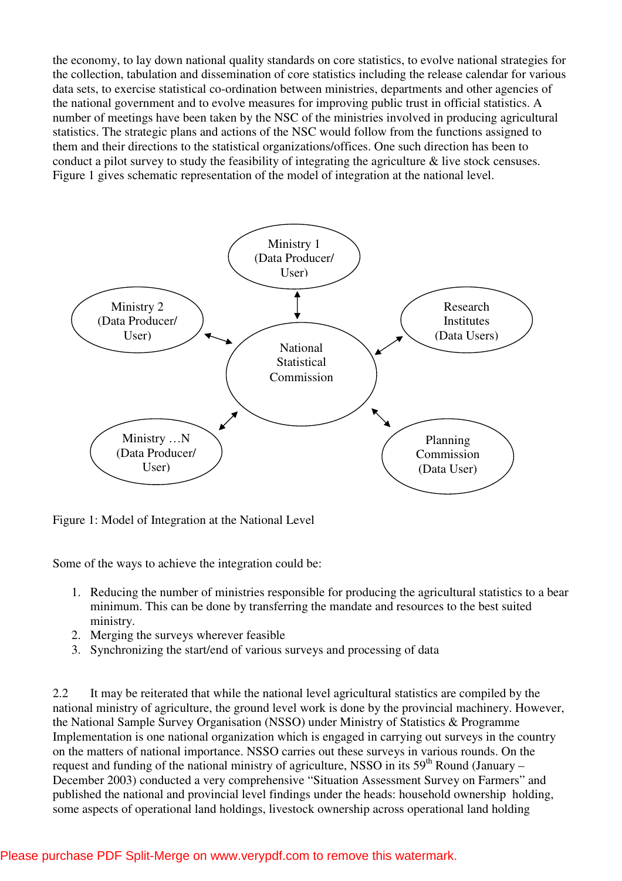the economy, to lay down national quality standards on core statistics, to evolve national strategies for the collection, tabulation and dissemination of core statistics including the release calendar for various data sets, to exercise statistical co-ordination between ministries, departments and other agencies of the national government and to evolve measures for improving public trust in official statistics. A number of meetings have been taken by the NSC of the ministries involved in producing agricultural statistics. The strategic plans and actions of the NSC would follow from the functions assigned to them and their directions to the statistical organizations/offices. One such direction has been to conduct a pilot survey to study the feasibility of integrating the agriculture & live stock censuses. Figure 1 gives schematic representation of the model of integration at the national level.

Figure 1: Model of Integration at the National Level

Some of the ways to achieve the integration could be:

1. Reducing the number of ministries responsible for producing the agricultural statistics to a bear minimum. This can be done by transferring the mandate and resources to the best suited ministry.
2. Merging the surveys wherever feasible
3. Synchronizing the start/end of various surveys and processing of data

2.2 It may be reiterated that while the national level agricultural statistics are compiled by the national ministry of agriculture, the ground level work is done by the provincial machinery. However, the National Sample Survey Organisation (NSSO) under Ministry of Statistics & Programme Implementation is one national organization which is engaged in carrying out surveys in the country on the matters of national importance. NSSO carries out these surveys in various rounds. On the request and funding of the national ministry of agriculture, NSSO in its 59th Round (January – December 2003) conducted a very comprehensive "Situation Assessment Survey on Farmers" and published the national and provincial level findings under the heads: household ownership holding, some aspects of operational land holdings, livestock ownership across operational land holding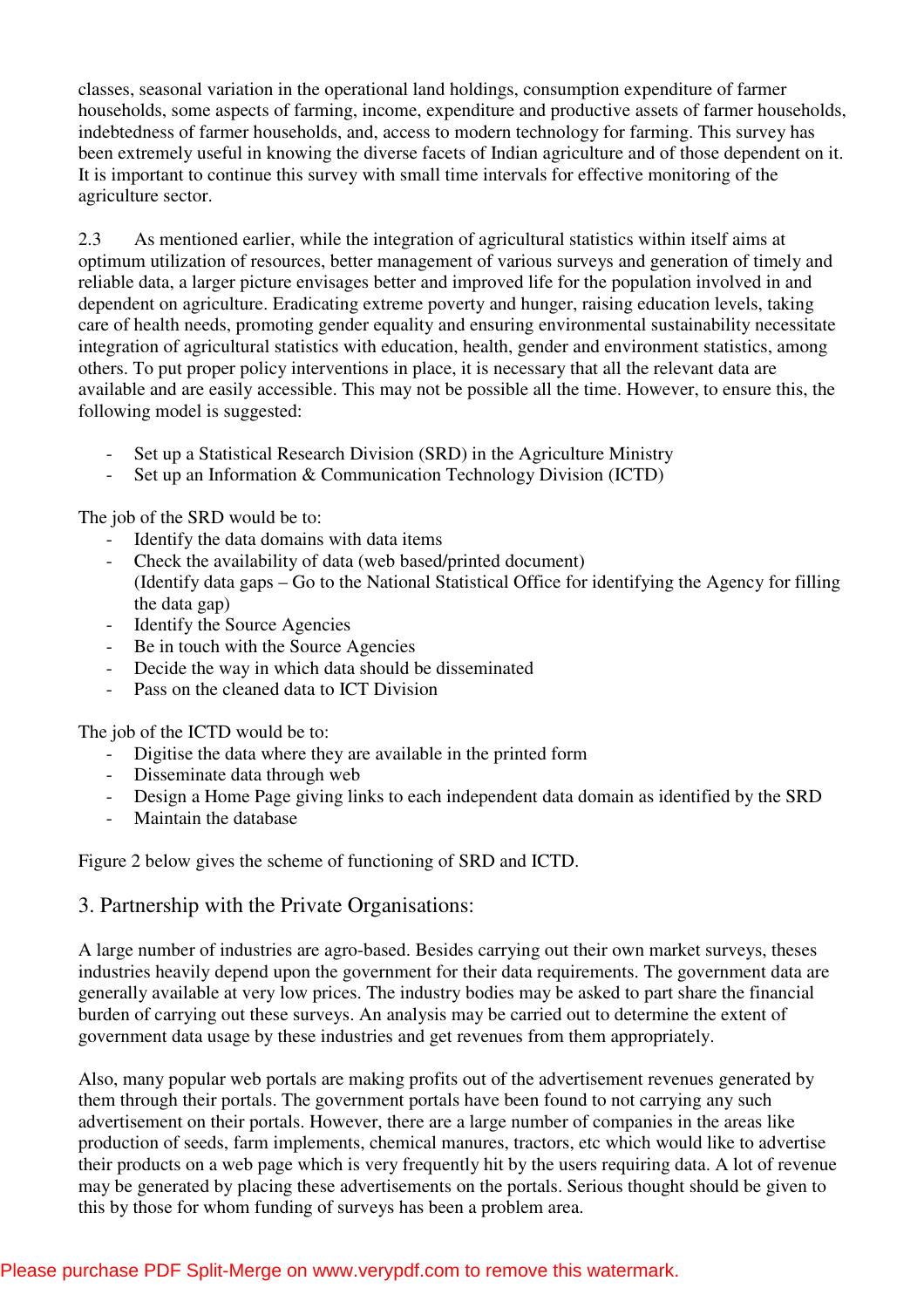classes, seasonal variation in the operational land holdings, consumption expenditure of farmer households, some aspects of farming, income, expenditure and productive assets of farmer households, indebtedness of farmer households, and, access to modern technology for farming. This survey has been extremely useful in knowing the diverse facets of Indian agriculture and of those dependent on it. It is important to continue this survey with small time intervals for effective monitoring of the agriculture sector.

2.3 As mentioned earlier, while the integration of agricultural statistics within itself aims at optimum utilization of resources, better management of various surveys and generation of timely and reliable data, a larger picture envisages better and improved life for the population involved in and dependent on agriculture. Eradicating extreme poverty and hunger, raising education levels, taking care of health needs, promoting gender equality and ensuring environmental sustainability necessitate integration of agricultural statistics with education, health, gender and environment statistics, among others. To put proper policy interventions in place, it is necessary that all the relevant data are available and are easily accessible. This may not be possible all the time. However, to ensure this, the following model is suggested:

- Set up a Statistical Research Division (SRD) in the Agriculture Ministry
- Set up an Information & Communication Technology Division (ICTD)

The job of the SRD would be to:

- Identify the data domains with data items
- Check the availability of data (web based/printed document)
  (Identify data gaps – Go to the National Statistical Office for identifying the Agency for filling the data gap)
- Identify the Source Agencies
- Be in touch with the Source Agencies
- Decide the way in which data should be disseminated
- Pass on the cleaned data to ICT Division

The job of the ICTD would be to:

- Digitise the data where they are available in the printed form
- Disseminate data through web
- Design a Home Page giving links to each independent data domain as identified by the SRD
- Maintain the database

Figure 2 below gives the scheme of functioning of SRD and ICTD.

## 3. Partnership with the Private Organisations:

A large number of industries are agro-based. Besides carrying out their own market surveys, theses industries heavily depend upon the government for their data requirements. The government data are generally available at very low prices. The industry bodies may be asked to part share the financial burden of carrying out these surveys. An analysis may be carried out to determine the extent of government data usage by these industries and get revenues from them appropriately.

Also, many popular web portals are making profits out of the advertisement revenues generated by them through their portals. The government portals have been found to not carrying any such advertisement on their portals. However, there are a large number of companies in the areas like production of seeds, farm implements, chemical manures, tractors, etc which would like to advertise their products on a web page which is very frequently hit by the users requiring data. A lot of revenue may be generated by placing these advertisements on the portals. Serious thought should be given to this by those for whom funding of surveys has been a problem area.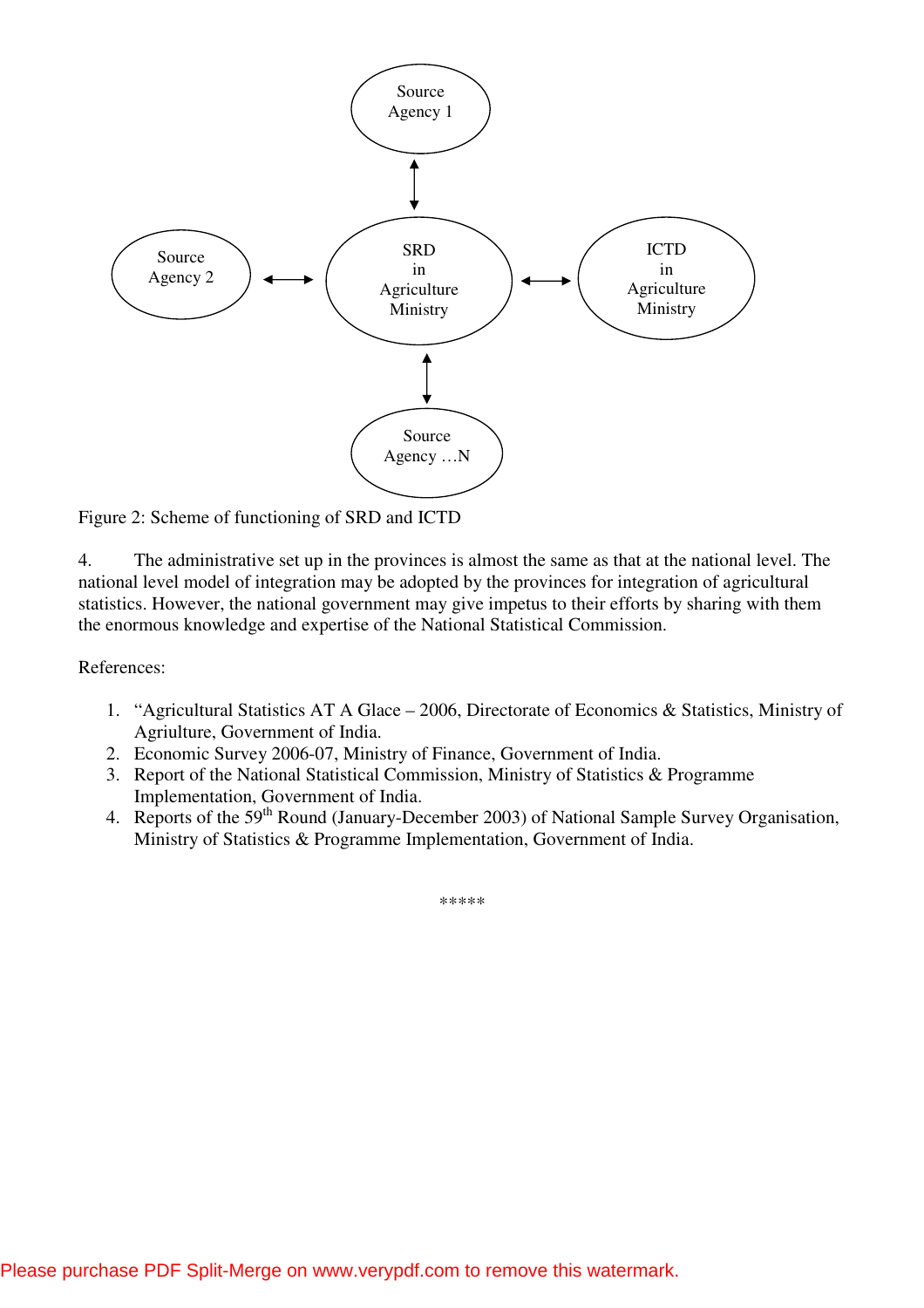Source Agency 1

Source Agency 2

SRD in Agriculture Ministry

ICTD in Agriculture Ministry

Source Agency …N

Figure 2: Scheme of functioning of SRD and ICTD

4. The administrative set up in the provinces is almost the same as that at the national level. The national level model of integration may be adopted by the provinces for integration of agricultural statistics. However, the national government may give impetus to their efforts by sharing with them the enormous knowledge and expertise of the National Statistical Commission.

References:

1. "Agricultural Statistics AT A Glace – 2006, Directorate of Economics & Statistics, Ministry of Agriulture, Government of India.
2. Economic Survey 2006-07, Ministry of Finance, Government of India.
3. Report of the National Statistical Commission, Ministry of Statistics & Programme Implementation, Government of India.
4. Reports of the 59th Round (January-December 2003) of National Sample Survey Organisation, Ministry of Statistics & Programme Implementation, Government of India.

*****